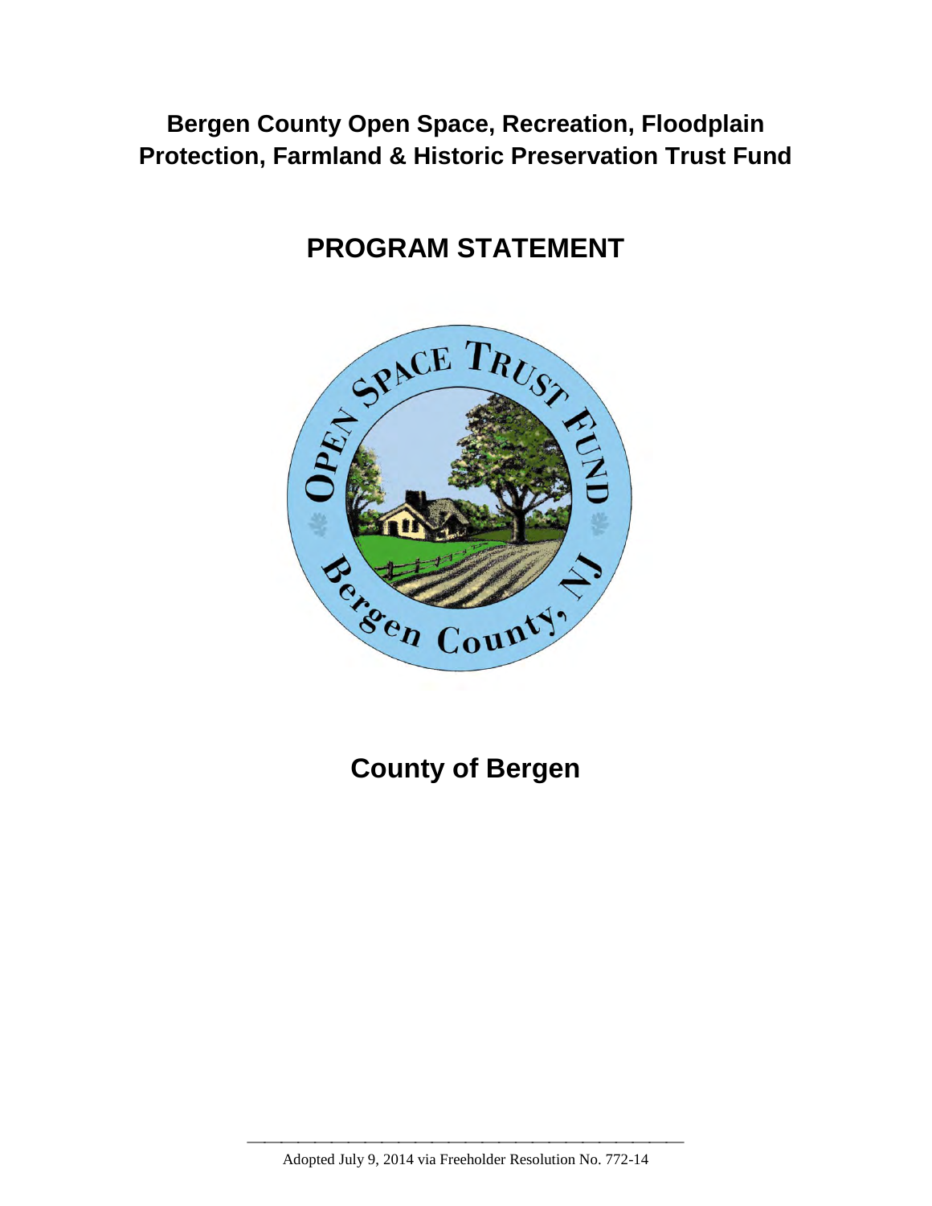# Bergen County Open Space, Recreation, Floodplain Protection, Farmland & Historic Preservation Trust Fund

# PROGRAM STATEMENT

# County of Bergen

Adopted July 9, 2014 via Freeholder Resolution No. 772-14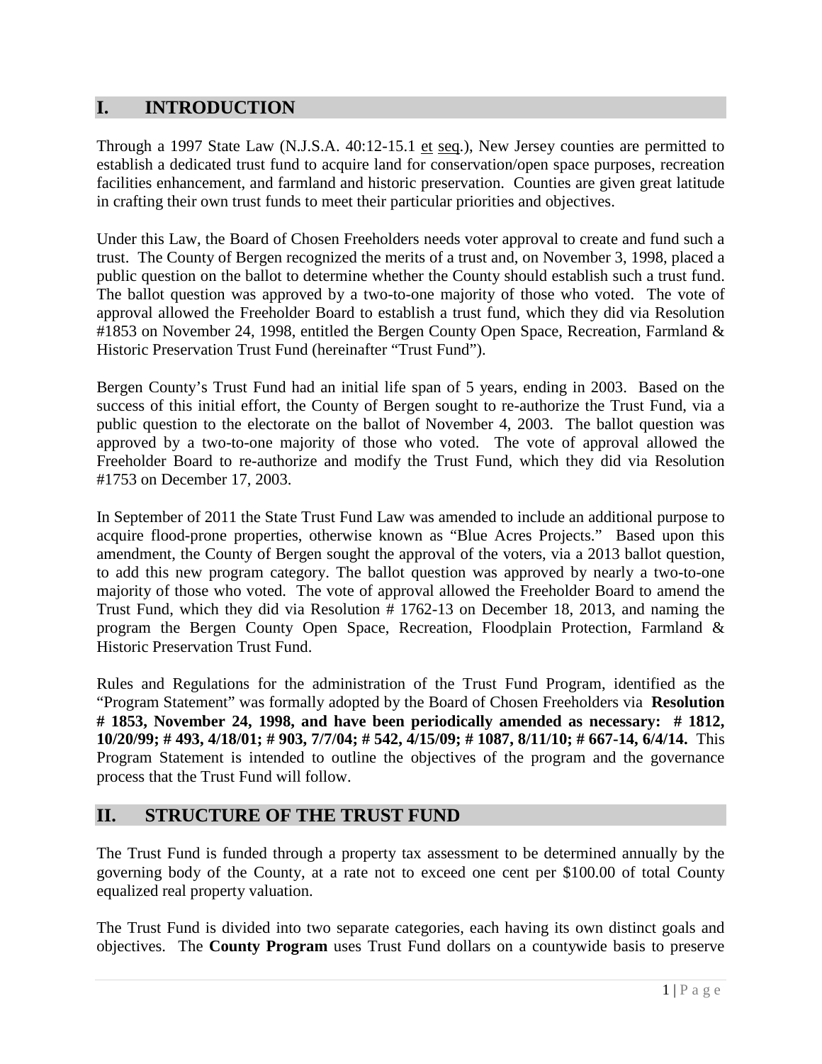## I. INTRODUCTION

Through a 1997 State Law (N.J.S.A. 40:12-15.1 et seq.), New Jersey counties are permitted to establish a dedicated trust fund to acquire land for conservation/open space purposes, recreation facilities enhancement, and farmland and historic preservation. Counties are given great latitude in crafting their own trust funds to meet their particular priorities and objectives.

Under this Law, the Board of Chosen Freeholders needs voter approval to create and fund such a trust. The County of Bergen recognized the merits of a trust and, on November 3, 1998, placed a public question on the ballot to determine whether the County should establish such a trust fund. The ballot question was approved by a two-to-one majority of those who voted. The vote of approval allowed the Freeholder Board to establish a trust fund, which they did via Resolution #1853 on November 24, 1998, entitled the Bergen County Open Space, Recreation, Farmland & Historic Preservation Trust Fund (hereinafter "Trust Fund").

Bergen County's Trust Fund had an initial life span of 5 years, ending in 2003. Based on the success of this initial effort, the County of Bergen sought to re-authorize the Trust Fund, via a public question to the electorate on the ballot of November 4, 2003. The ballot question was approved by a two-to-one majority of those who voted. The vote of approval allowed the Freeholder Board to re-authorize and modify the Trust Fund, which they did via Resolution #1753 on December 17, 2003.

In September of 2011 the State Trust Fund Law was amended to include an additional purpose to acquire flood-prone properties, otherwise known as "Blue Acres Projects." Based upon this amendment, the County of Bergen sought the approval of the voters, via a 2013 ballot question, to add this new program category. The ballot question was approved by nearly a two-to-one majority of those who voted. The vote of approval allowed the Freeholder Board to amend the Trust Fund, which they did via Resolution # 1762-13 on December 18, 2013, and naming the program the Bergen County Open Space, Recreation, Floodplain Protection, Farmland & Historic Preservation Trust Fund.

Rules and Regulations for the administration of the Trust Fund Program, identified as the "Program Statement" was formally adopted by the Board of Chosen Freeholders via **Resolution # 1853, November 24, 1998, and have been periodically amended as necessary: # 1812, 10/20/99; # 493, 4/18/01; # 903, 7/7/04; # 542, 4/15/09; # 1087, 8/11/10; # 667-14, 6/4/14.** This Program Statement is intended to outline the objectives of the program and the governance process that the Trust Fund will follow.

## II. STRUCTURE OF THE TRUST FUND

The Trust Fund is funded through a property tax assessment to be determined annually by the governing body of the County, at a rate not to exceed one cent per $100.00 of total County equalized real property valuation.

The Trust Fund is divided into two separate categories, each having its own distinct goals and objectives. The **County Program** uses Trust Fund dollars on a countywide basis to preserve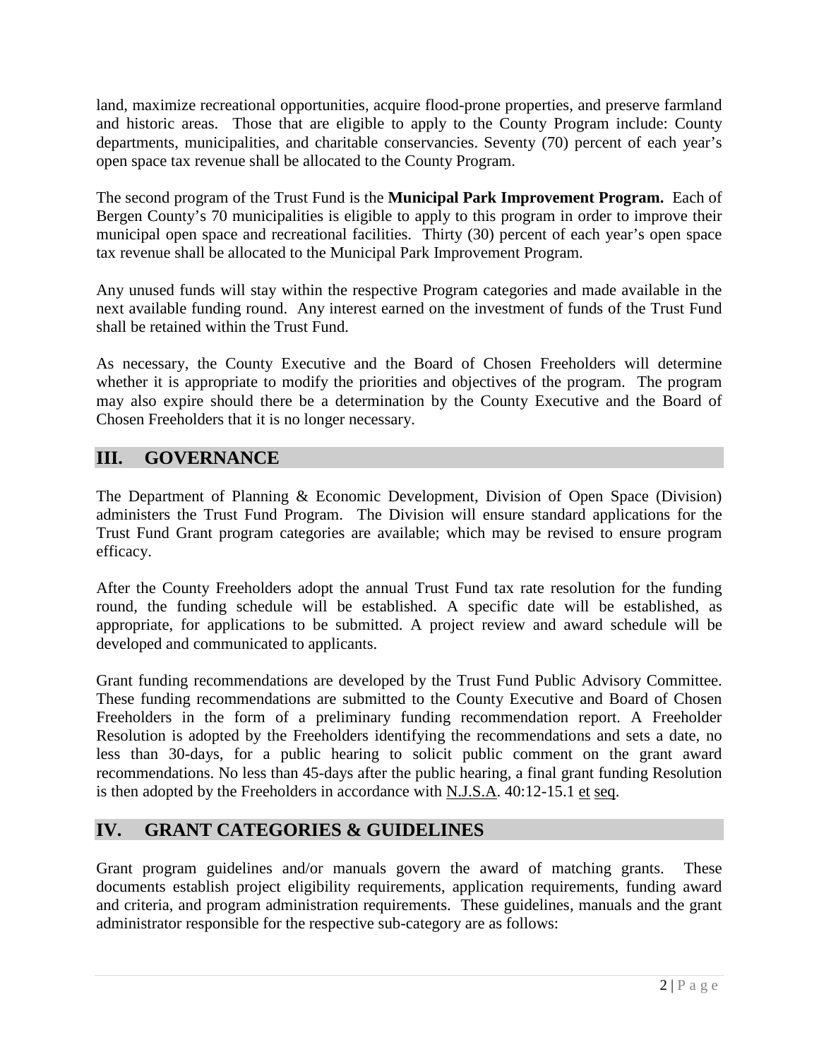land, maximize recreational opportunities, acquire flood-prone properties, and preserve farmland and historic areas. Those that are eligible to apply to the County Program include: County departments, municipalities, and charitable conservancies. Seventy (70) percent of each year's open space tax revenue shall be allocated to the County Program.

The second program of the Trust Fund is the **Municipal Park Improvement Program.** Each of Bergen County's 70 municipalities is eligible to apply to this program in order to improve their municipal open space and recreational facilities. Thirty (30) percent of each year's open space tax revenue shall be allocated to the Municipal Park Improvement Program.

Any unused funds will stay within the respective Program categories and made available in the next available funding round. Any interest earned on the investment of funds of the Trust Fund shall be retained within the Trust Fund.

As necessary, the County Executive and the Board of Chosen Freeholders will determine whether it is appropriate to modify the priorities and objectives of the program. The program may also expire should there be a determination by the County Executive and the Board of Chosen Freeholders that it is no longer necessary.

## III. GOVERNANCE

The Department of Planning & Economic Development, Division of Open Space (Division) administers the Trust Fund Program. The Division will ensure standard applications for the Trust Fund Grant program categories are available; which may be revised to ensure program efficacy.

After the County Freeholders adopt the annual Trust Fund tax rate resolution for the funding round, the funding schedule will be established. A specific date will be established, as appropriate, for applications to be submitted. A project review and award schedule will be developed and communicated to applicants.

Grant funding recommendations are developed by the Trust Fund Public Advisory Committee. These funding recommendations are submitted to the County Executive and Board of Chosen Freeholders in the form of a preliminary funding recommendation report. A Freeholder Resolution is adopted by the Freeholders identifying the recommendations and sets a date, no less than 30-days, for a public hearing to solicit public comment on the grant award recommendations. No less than 45-days after the public hearing, a final grant funding Resolution is then adopted by the Freeholders in accordance with N.J.S.A. 40:12-15.1 et seq.

## IV. GRANT CATEGORIES & GUIDELINES

Grant program guidelines and/or manuals govern the award of matching grants. These documents establish project eligibility requirements, application requirements, funding award and criteria, and program administration requirements. These guidelines, manuals and the grant administrator responsible for the respective sub-category are as follows: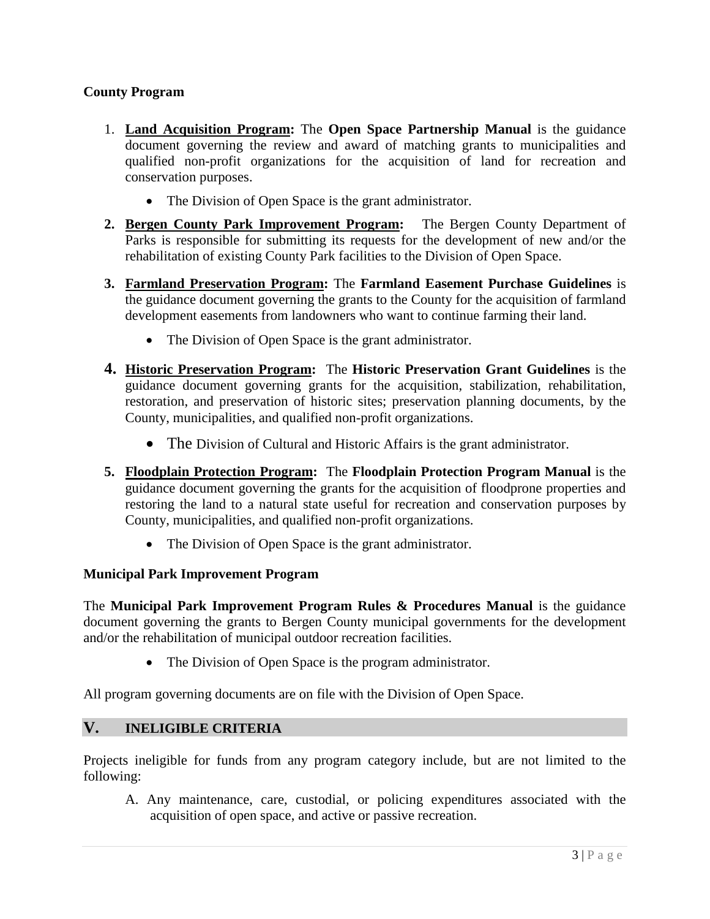**County Program**

1. **Land Acquisition Program:** The **Open Space Partnership Manual** is the guidance document governing the review and award of matching grants to municipalities and qualified non-profit organizations for the acquisition of land for recreation and conservation purposes.
   - The Division of Open Space is the grant administrator.
2. **Bergen County Park Improvement Program:** The Bergen County Department of Parks is responsible for submitting its requests for the development of new and/or the rehabilitation of existing County Park facilities to the Division of Open Space.
3. **Farmland Preservation Program:** The **Farmland Easement Purchase Guidelines** is the guidance document governing the grants to the County for the acquisition of farmland development easements from landowners who want to continue farming their land.
   - The Division of Open Space is the grant administrator.
4. **Historic Preservation Program:** The **Historic Preservation Grant Guidelines** is the guidance document governing grants for the acquisition, stabilization, rehabilitation, restoration, and preservation of historic sites; preservation planning documents, by the County, municipalities, and qualified non-profit organizations.
   - The Division of Cultural and Historic Affairs is the grant administrator.
5. **Floodplain Protection Program:** The **Floodplain Protection Program Manual** is the guidance document governing the grants for the acquisition of floodprone properties and restoring the land to a natural state useful for recreation and conservation purposes by County, municipalities, and qualified non-profit organizations.
   - The Division of Open Space is the grant administrator.

**Municipal Park Improvement Program**

The **Municipal Park Improvement Program Rules & Procedures Manual** is the guidance document governing the grants to Bergen County municipal governments for the development and/or the rehabilitation of municipal outdoor recreation facilities.

- The Division of Open Space is the program administrator.

All program governing documents are on file with the Division of Open Space.

## V. INELIGIBLE CRITERIA

Projects ineligible for funds from any program category include, but are not limited to the following:

A. Any maintenance, care, custodial, or policing expenditures associated with the acquisition of open space, and active or passive recreation.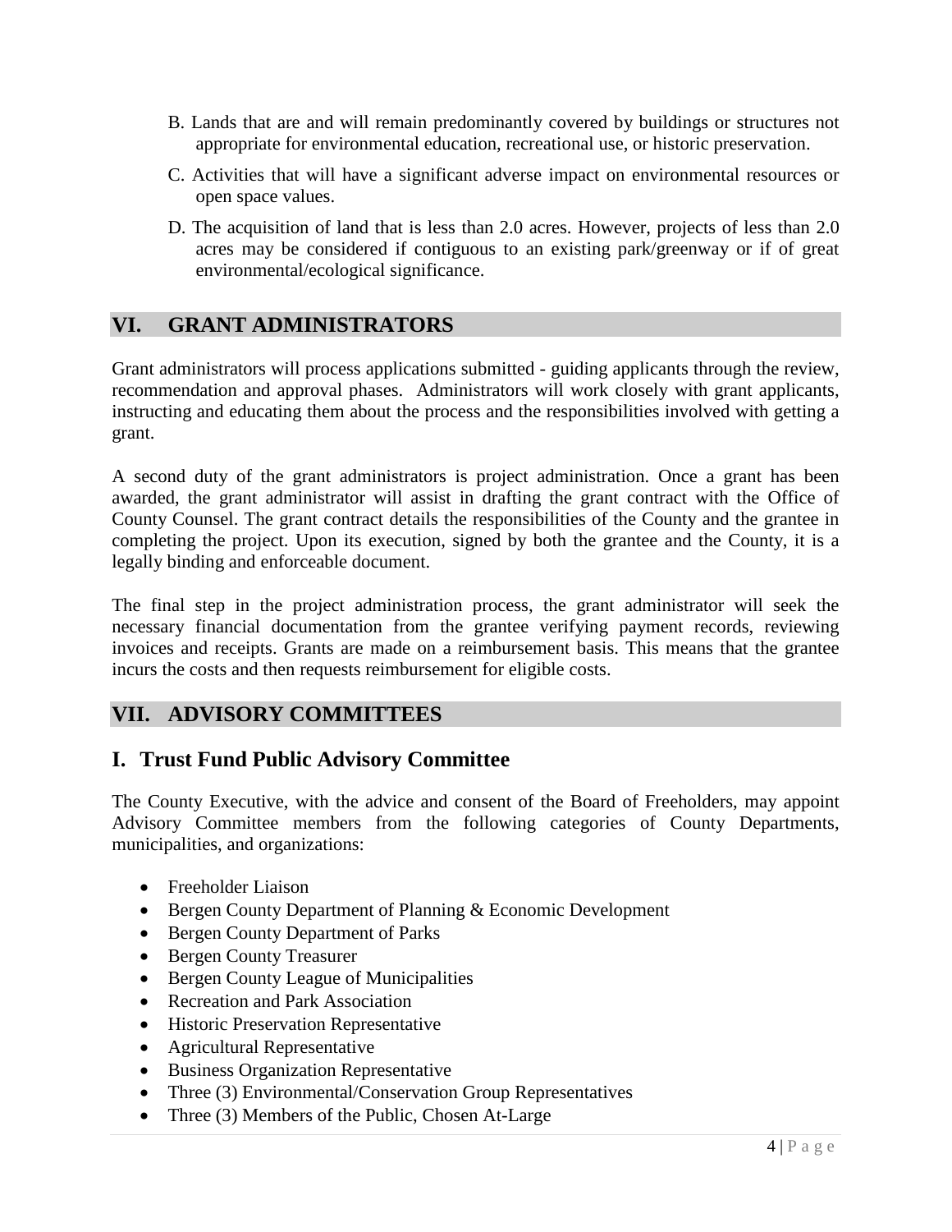B. Lands that are and will remain predominantly covered by buildings or structures not appropriate for environmental education, recreational use, or historic preservation.

C. Activities that will have a significant adverse impact on environmental resources or open space values.

D. The acquisition of land that is less than 2.0 acres. However, projects of less than 2.0 acres may be considered if contiguous to an existing park/greenway or if of great environmental/ecological significance.

## VI. GRANT ADMINISTRATORS

Grant administrators will process applications submitted - guiding applicants through the review, recommendation and approval phases. Administrators will work closely with grant applicants, instructing and educating them about the process and the responsibilities involved with getting a grant.

A second duty of the grant administrators is project administration. Once a grant has been awarded, the grant administrator will assist in drafting the grant contract with the Office of County Counsel. The grant contract details the responsibilities of the County and the grantee in completing the project. Upon its execution, signed by both the grantee and the County, it is a legally binding and enforceable document.

The final step in the project administration process, the grant administrator will seek the necessary financial documentation from the grantee verifying payment records, reviewing invoices and receipts. Grants are made on a reimbursement basis. This means that the grantee incurs the costs and then requests reimbursement for eligible costs.

## VII. ADVISORY COMMITTEES

### I. Trust Fund Public Advisory Committee

The County Executive, with the advice and consent of the Board of Freeholders, may appoint Advisory Committee members from the following categories of County Departments, municipalities, and organizations:

- Freeholder Liaison
- Bergen County Department of Planning & Economic Development
- Bergen County Department of Parks
- Bergen County Treasurer
- Bergen County League of Municipalities
- Recreation and Park Association
- Historic Preservation Representative
- Agricultural Representative
- Business Organization Representative
- Three (3) Environmental/Conservation Group Representatives
- Three (3) Members of the Public, Chosen At-Large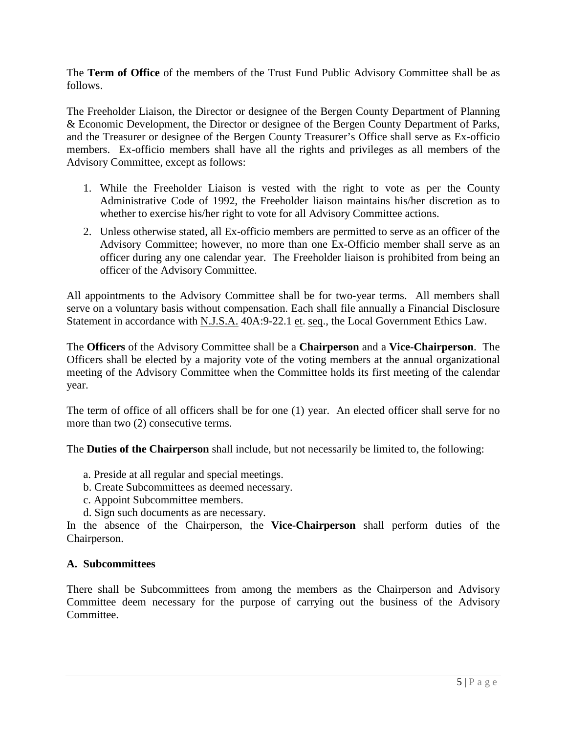The **Term of Office** of the members of the Trust Fund Public Advisory Committee shall be as follows.

The Freeholder Liaison, the Director or designee of the Bergen County Department of Planning & Economic Development, the Director or designee of the Bergen County Department of Parks, and the Treasurer or designee of the Bergen County Treasurer's Office shall serve as Ex-officio members. Ex-officio members shall have all the rights and privileges as all members of the Advisory Committee, except as follows:

1. While the Freeholder Liaison is vested with the right to vote as per the County Administrative Code of 1992, the Freeholder liaison maintains his/her discretion as to whether to exercise his/her right to vote for all Advisory Committee actions.
2. Unless otherwise stated, all Ex-officio members are permitted to serve as an officer of the Advisory Committee; however, no more than one Ex-Officio member shall serve as an officer during any one calendar year. The Freeholder liaison is prohibited from being an officer of the Advisory Committee.

All appointments to the Advisory Committee shall be for two-year terms. All members shall serve on a voluntary basis without compensation. Each shall file annually a Financial Disclosure Statement in accordance with N.J.S.A. 40A:9-22.1 et. seq., the Local Government Ethics Law.

The **Officers** of the Advisory Committee shall be a **Chairperson** and a **Vice-Chairperson**. The Officers shall be elected by a majority vote of the voting members at the annual organizational meeting of the Advisory Committee when the Committee holds its first meeting of the calendar year.

The term of office of all officers shall be for one (1) year. An elected officer shall serve for no more than two (2) consecutive terms.

The **Duties of the Chairperson** shall include, but not necessarily be limited to, the following:

a. Preside at all regular and special meetings.
b. Create Subcommittees as deemed necessary.
c. Appoint Subcommittee members.
d. Sign such documents as are necessary.

In the absence of the Chairperson, the **Vice-Chairperson** shall perform duties of the Chairperson.

**A. Subcommittees**

There shall be Subcommittees from among the members as the Chairperson and Advisory Committee deem necessary for the purpose of carrying out the business of the Advisory Committee.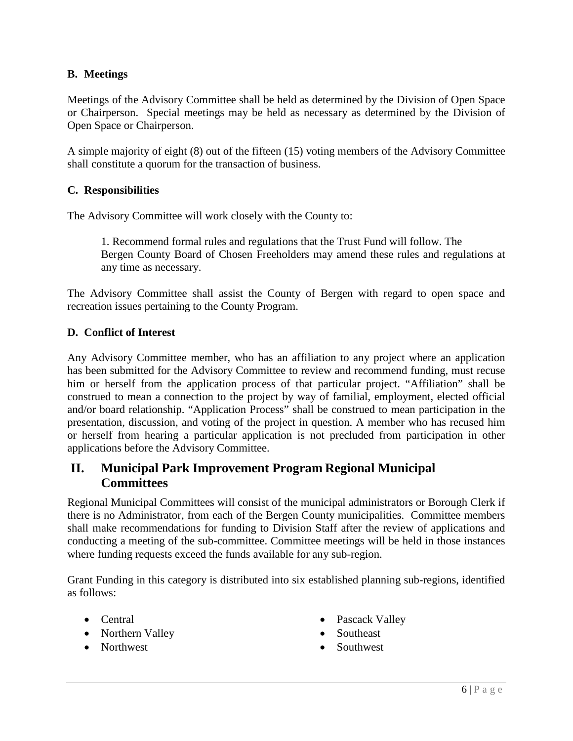### B. Meetings

Meetings of the Advisory Committee shall be held as determined by the Division of Open Space or Chairperson. Special meetings may be held as necessary as determined by the Division of Open Space or Chairperson.

A simple majority of eight (8) out of the fifteen (15) voting members of the Advisory Committee shall constitute a quorum for the transaction of business.

### C. Responsibilities

The Advisory Committee will work closely with the County to:

1. Recommend formal rules and regulations that the Trust Fund will follow. The Bergen County Board of Chosen Freeholders may amend these rules and regulations at any time as necessary.

The Advisory Committee shall assist the County of Bergen with regard to open space and recreation issues pertaining to the County Program.

### D. Conflict of Interest

Any Advisory Committee member, who has an affiliation to any project where an application has been submitted for the Advisory Committee to review and recommend funding, must recuse him or herself from the application process of that particular project. "Affiliation" shall be construed to mean a connection to the project by way of familial, employment, elected official and/or board relationship. "Application Process" shall be construed to mean participation in the presentation, discussion, and voting of the project in question. A member who has recused him or herself from hearing a particular application is not precluded from participation in other applications before the Advisory Committee.

## II. Municipal Park Improvement Program Regional Municipal Committees

Regional Municipal Committees will consist of the municipal administrators or Borough Clerk if there is no Administrator, from each of the Bergen County municipalities. Committee members shall make recommendations for funding to Division Staff after the review of applications and conducting a meeting of the sub-committee. Committee meetings will be held in those instances where funding requests exceed the funds available for any sub-region.

Grant Funding in this category is distributed into six established planning sub-regions, identified as follows:

- Central
- Northern Valley
- Northwest
- Pascack Valley
- Southeast
- Southwest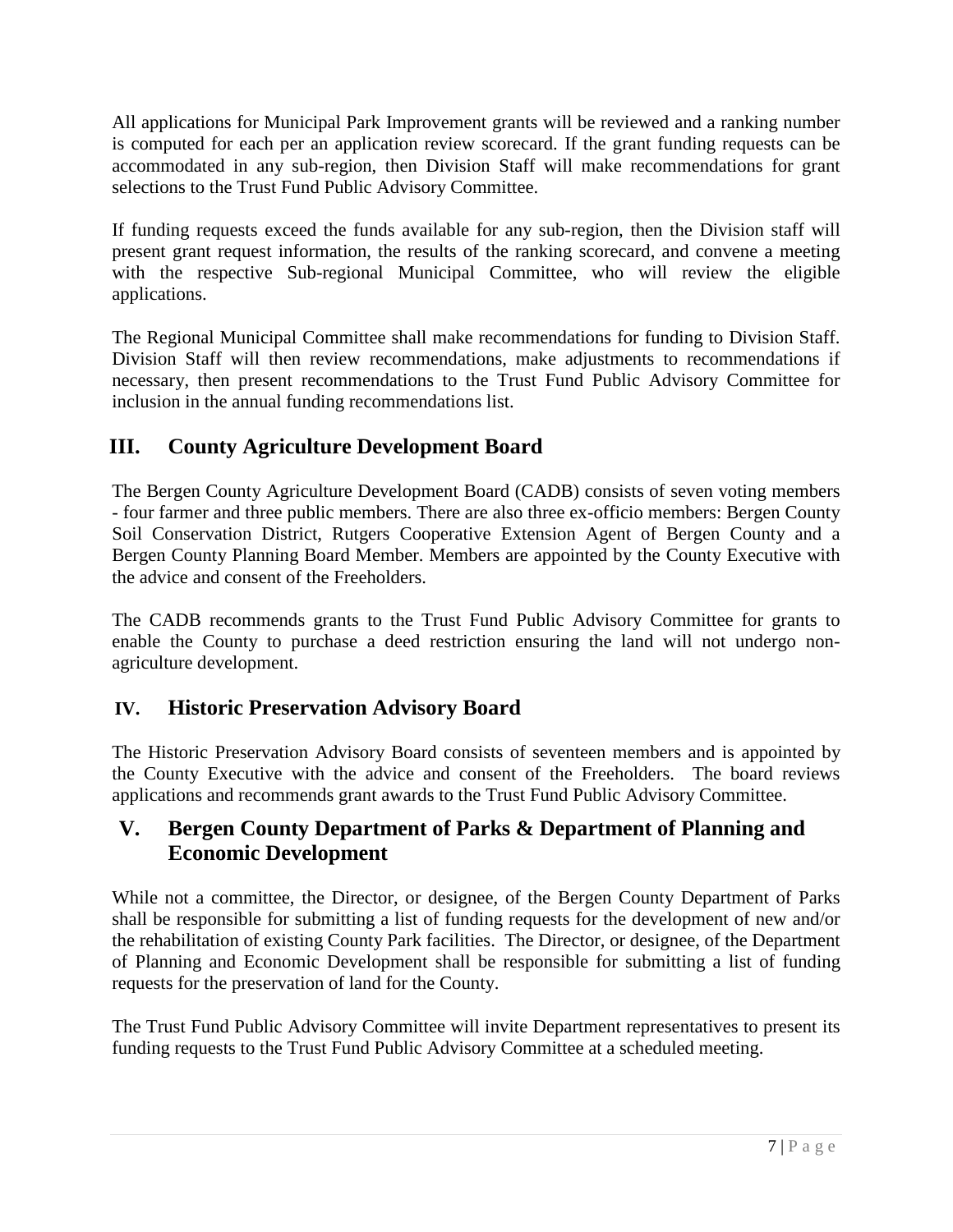All applications for Municipal Park Improvement grants will be reviewed and a ranking number is computed for each per an application review scorecard. If the grant funding requests can be accommodated in any sub-region, then Division Staff will make recommendations for grant selections to the Trust Fund Public Advisory Committee.

If funding requests exceed the funds available for any sub-region, then the Division staff will present grant request information, the results of the ranking scorecard, and convene a meeting with the respective Sub-regional Municipal Committee, who will review the eligible applications.

The Regional Municipal Committee shall make recommendations for funding to Division Staff. Division Staff will then review recommendations, make adjustments to recommendations if necessary, then present recommendations to the Trust Fund Public Advisory Committee for inclusion in the annual funding recommendations list.

## III. County Agriculture Development Board

The Bergen County Agriculture Development Board (CADB) consists of seven voting members - four farmer and three public members. There are also three ex-officio members: Bergen County Soil Conservation District, Rutgers Cooperative Extension Agent of Bergen County and a Bergen County Planning Board Member. Members are appointed by the County Executive with the advice and consent of the Freeholders.

The CADB recommends grants to the Trust Fund Public Advisory Committee for grants to enable the County to purchase a deed restriction ensuring the land will not undergo non-agriculture development.

## IV. Historic Preservation Advisory Board

The Historic Preservation Advisory Board consists of seventeen members and is appointed by the County Executive with the advice and consent of the Freeholders. The board reviews applications and recommends grant awards to the Trust Fund Public Advisory Committee.

## V. Bergen County Department of Parks & Department of Planning and Economic Development

While not a committee, the Director, or designee, of the Bergen County Department of Parks shall be responsible for submitting a list of funding requests for the development of new and/or the rehabilitation of existing County Park facilities. The Director, or designee, of the Department of Planning and Economic Development shall be responsible for submitting a list of funding requests for the preservation of land for the County.

The Trust Fund Public Advisory Committee will invite Department representatives to present its funding requests to the Trust Fund Public Advisory Committee at a scheduled meeting.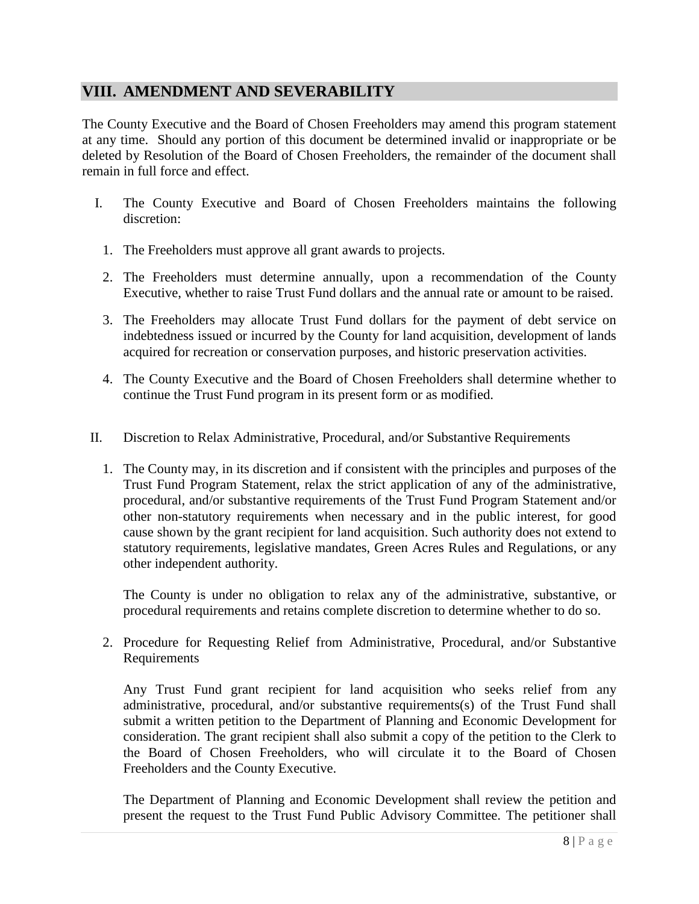## VIII. AMENDMENT AND SEVERABILITY

The County Executive and the Board of Chosen Freeholders may amend this program statement at any time. Should any portion of this document be determined invalid or inappropriate or be deleted by Resolution of the Board of Chosen Freeholders, the remainder of the document shall remain in full force and effect.

I. The County Executive and Board of Chosen Freeholders maintains the following discretion:

   1. The Freeholders must approve all grant awards to projects.

   2. The Freeholders must determine annually, upon a recommendation of the County Executive, whether to raise Trust Fund dollars and the annual rate or amount to be raised.

   3. The Freeholders may allocate Trust Fund dollars for the payment of debt service on indebtedness issued or incurred by the County for land acquisition, development of lands acquired for recreation or conservation purposes, and historic preservation activities.

   4. The County Executive and the Board of Chosen Freeholders shall determine whether to continue the Trust Fund program in its present form or as modified.

II. Discretion to Relax Administrative, Procedural, and/or Substantive Requirements

   1. The County may, in its discretion and if consistent with the principles and purposes of the Trust Fund Program Statement, relax the strict application of any of the administrative, procedural, and/or substantive requirements of the Trust Fund Program Statement and/or other non-statutory requirements when necessary and in the public interest, for good cause shown by the grant recipient for land acquisition. Such authority does not extend to statutory requirements, legislative mandates, Green Acres Rules and Regulations, or any other independent authority.

      The County is under no obligation to relax any of the administrative, substantive, or procedural requirements and retains complete discretion to determine whether to do so.

   2. Procedure for Requesting Relief from Administrative, Procedural, and/or Substantive Requirements

      Any Trust Fund grant recipient for land acquisition who seeks relief from any administrative, procedural, and/or substantive requirements(s) of the Trust Fund shall submit a written petition to the Department of Planning and Economic Development for consideration. The grant recipient shall also submit a copy of the petition to the Clerk to the Board of Chosen Freeholders, who will circulate it to the Board of Chosen Freeholders and the County Executive.

      The Department of Planning and Economic Development shall review the petition and present the request to the Trust Fund Public Advisory Committee. The petitioner shall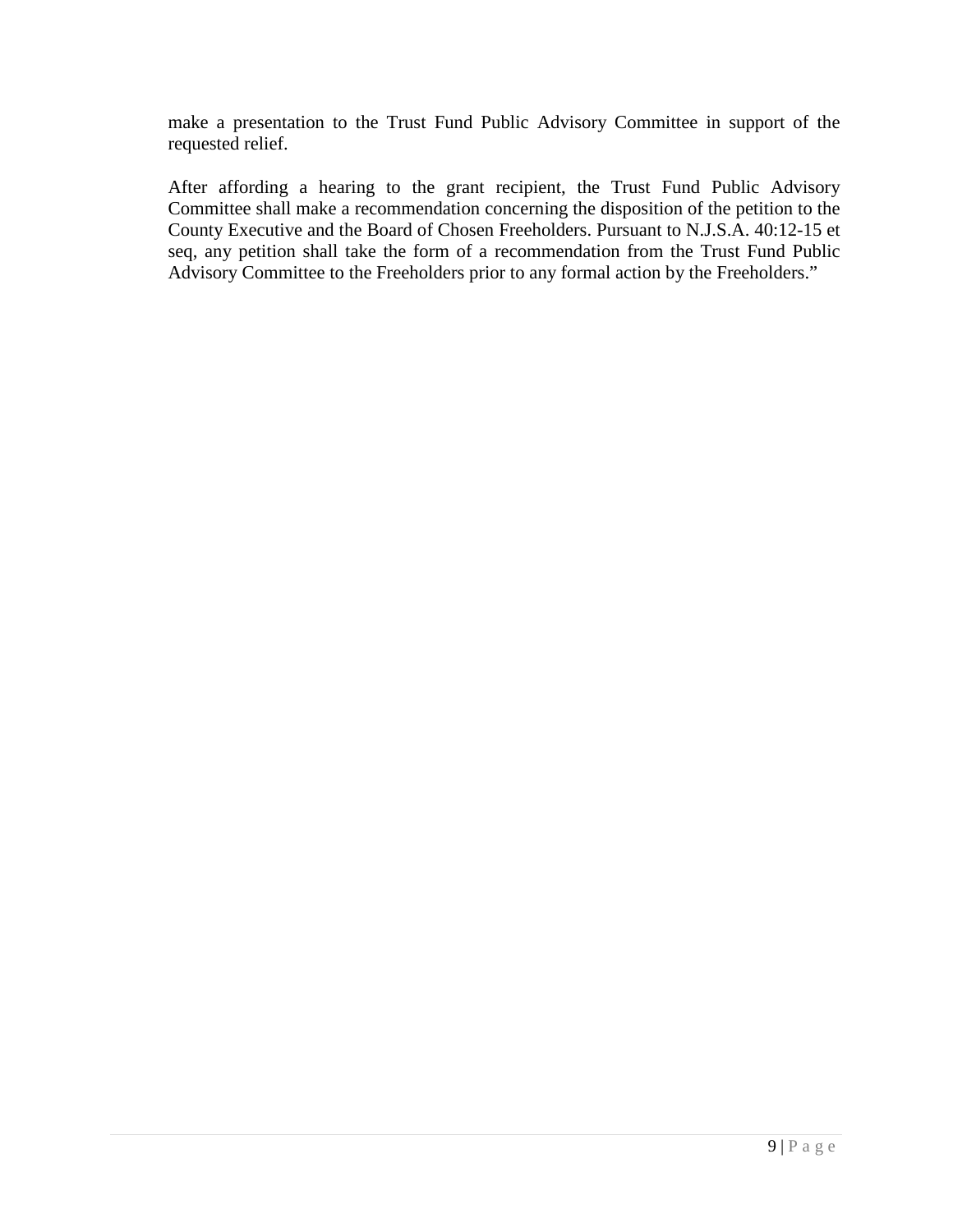make a presentation to the Trust Fund Public Advisory Committee in support of the requested relief.

After affording a hearing to the grant recipient, the Trust Fund Public Advisory Committee shall make a recommendation concerning the disposition of the petition to the County Executive and the Board of Chosen Freeholders. Pursuant to N.J.S.A. 40:12-15 et seq, any petition shall take the form of a recommendation from the Trust Fund Public Advisory Committee to the Freeholders prior to any formal action by the Freeholders."